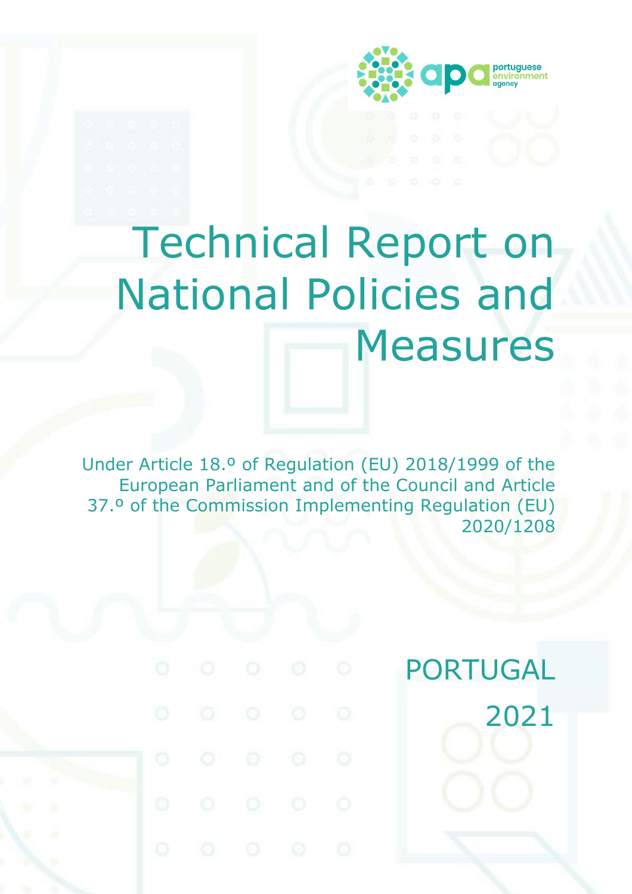apa portuguese environment agency

# Technical Report on National Policies and Measures

Under Article 18.º of Regulation (EU) 2018/1999 of the European Parliament and of the Council and Article 37.º of the Commission Implementing Regulation (EU) 2020/1208

PORTUGAL

2021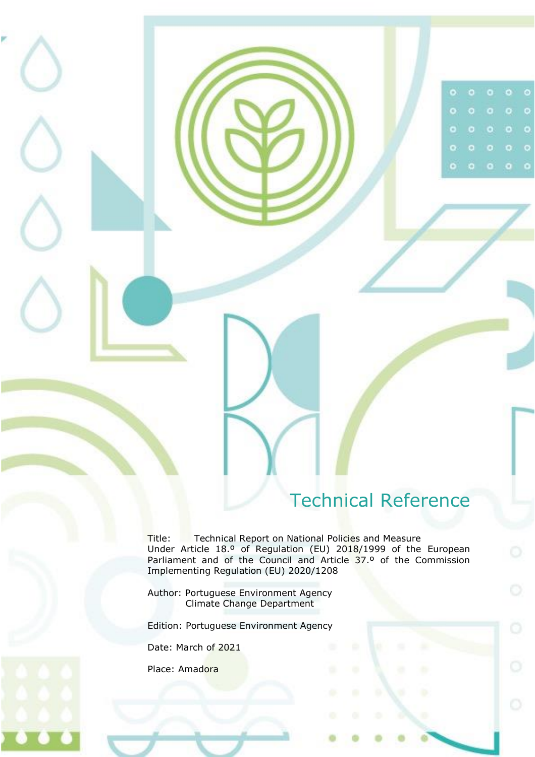# Technical Reference

Title: Technical Report on National Policies and Measure Under Article 18.º of Regulation (EU) 2018/1999 of the European Parliament and of the Council and Article 37.º of the Commission Implementing Regulation (EU) 2020/1208

Author: Portuguese Environment Agency
Climate Change Department

Edition: Portuguese Environment Agency

Date: March of 2021

Place: Amadora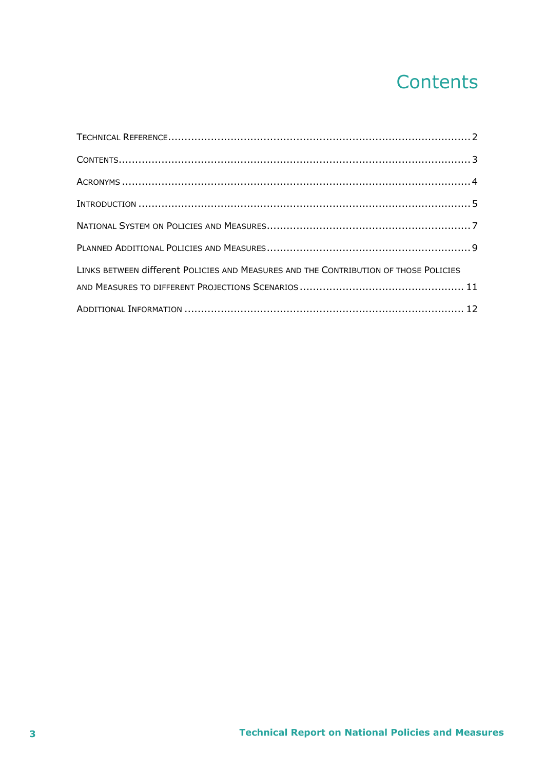# Contents

Technical Reference ........................................................................................... 2

Contents ........................................................................................................... 3

Acronyms .......................................................................................................... 4

Introduction ...................................................................................................... 5

National System on Policies and Measures ............................................................. 7

Planned Additional Policies and Measures ............................................................. 9

Links between different Policies and Measures and the Contribution of those Policies and Measures to different Projections Scenarios ................................................ 11

Additional Information ..................................................................................... 12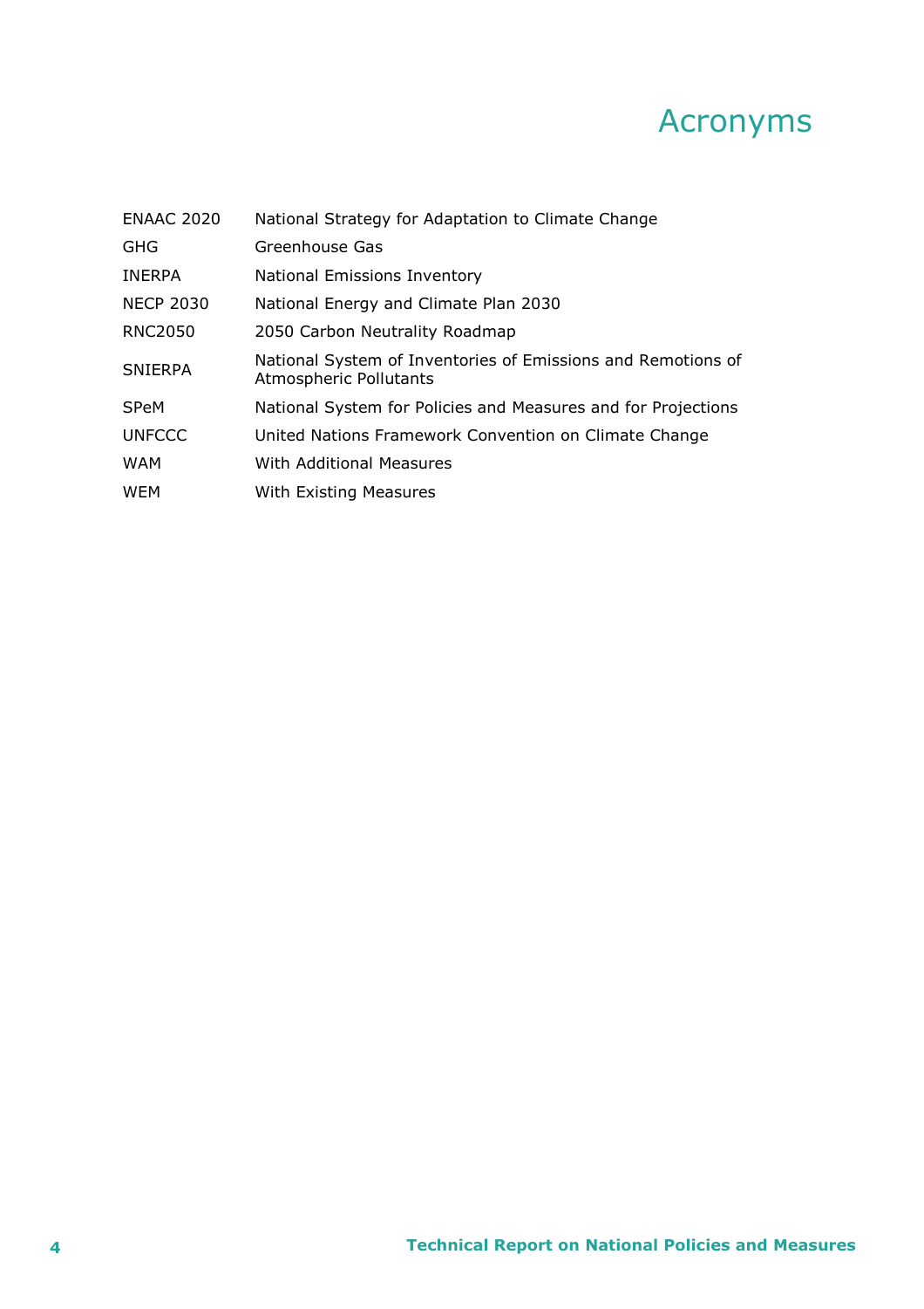# Acronyms

| | |
|---|---|
| ENAAC 2020 | National Strategy for Adaptation to Climate Change |
| GHG | Greenhouse Gas |
| INERPA | National Emissions Inventory |
| NECP 2030 | National Energy and Climate Plan 2030 |
| RNC2050 | 2050 Carbon Neutrality Roadmap |
| SNIERPA | National System of Inventories of Emissions and Remotions of Atmospheric Pollutants |
| SPeM | National System for Policies and Measures and for Projections |
| UNFCCC | United Nations Framework Convention on Climate Change |
| WAM | With Additional Measures |
| WEM | With Existing Measures |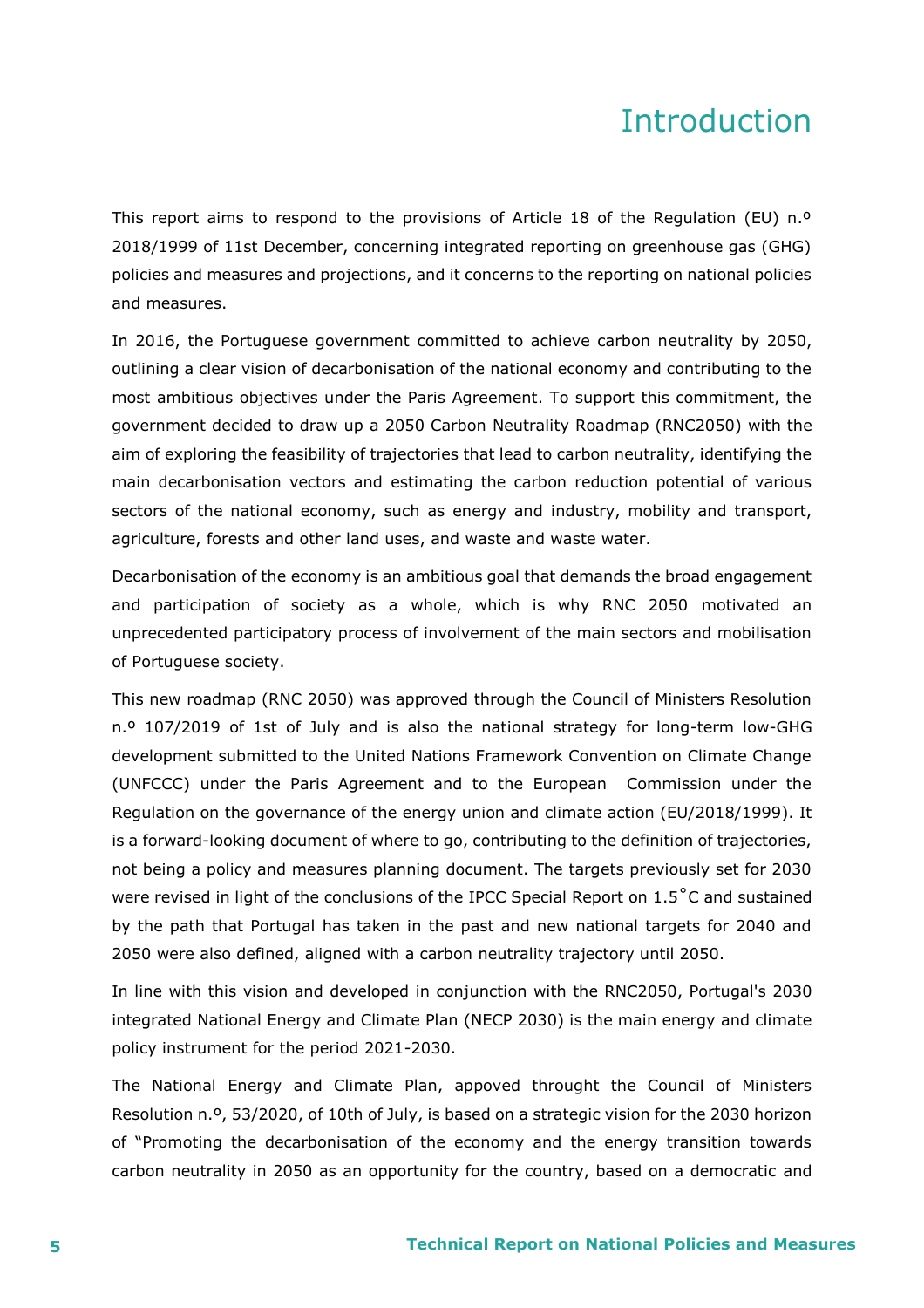# Introduction

This report aims to respond to the provisions of Article 18 of the Regulation (EU) n.º 2018/1999 of 11st December, concerning integrated reporting on greenhouse gas (GHG) policies and measures and projections, and it concerns to the reporting on national policies and measures.

In 2016, the Portuguese government committed to achieve carbon neutrality by 2050, outlining a clear vision of decarbonisation of the national economy and contributing to the most ambitious objectives under the Paris Agreement. To support this commitment, the government decided to draw up a 2050 Carbon Neutrality Roadmap (RNC2050) with the aim of exploring the feasibility of trajectories that lead to carbon neutrality, identifying the main decarbonisation vectors and estimating the carbon reduction potential of various sectors of the national economy, such as energy and industry, mobility and transport, agriculture, forests and other land uses, and waste and waste water.

Decarbonisation of the economy is an ambitious goal that demands the broad engagement and participation of society as a whole, which is why RNC 2050 motivated an unprecedented participatory process of involvement of the main sectors and mobilisation of Portuguese society.

This new roadmap (RNC 2050) was approved through the Council of Ministers Resolution n.º 107/2019 of 1st of July and is also the national strategy for long-term low-GHG development submitted to the United Nations Framework Convention on Climate Change (UNFCCC) under the Paris Agreement and to the European Commission under the Regulation on the governance of the energy union and climate action (EU/2018/1999). It is a forward-looking document of where to go, contributing to the definition of trajectories, not being a policy and measures planning document. The targets previously set for 2030 were revised in light of the conclusions of the IPCC Special Report on 1.5˚C and sustained by the path that Portugal has taken in the past and new national targets for 2040 and 2050 were also defined, aligned with a carbon neutrality trajectory until 2050.

In line with this vision and developed in conjunction with the RNC2050, Portugal's 2030 integrated National Energy and Climate Plan (NECP 2030) is the main energy and climate policy instrument for the period 2021-2030.

The National Energy and Climate Plan, appoved throught the Council of Ministers Resolution n.º, 53/2020, of 10th of July, is based on a strategic vision for the 2030 horizon of "Promoting the decarbonisation of the economy and the energy transition towards carbon neutrality in 2050 as an opportunity for the country, based on a democratic and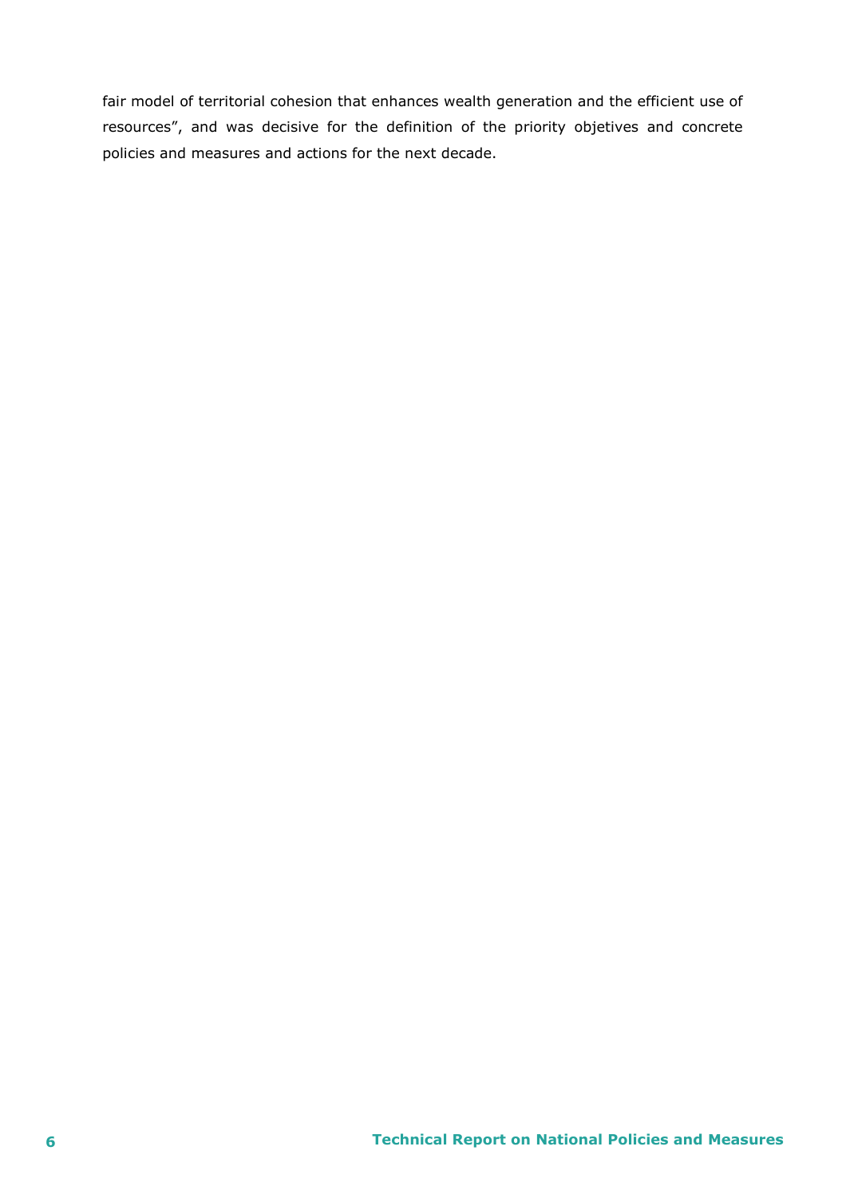fair model of territorial cohesion that enhances wealth generation and the efficient use of resources", and was decisive for the definition of the priority objetives and concrete policies and measures and actions for the next decade.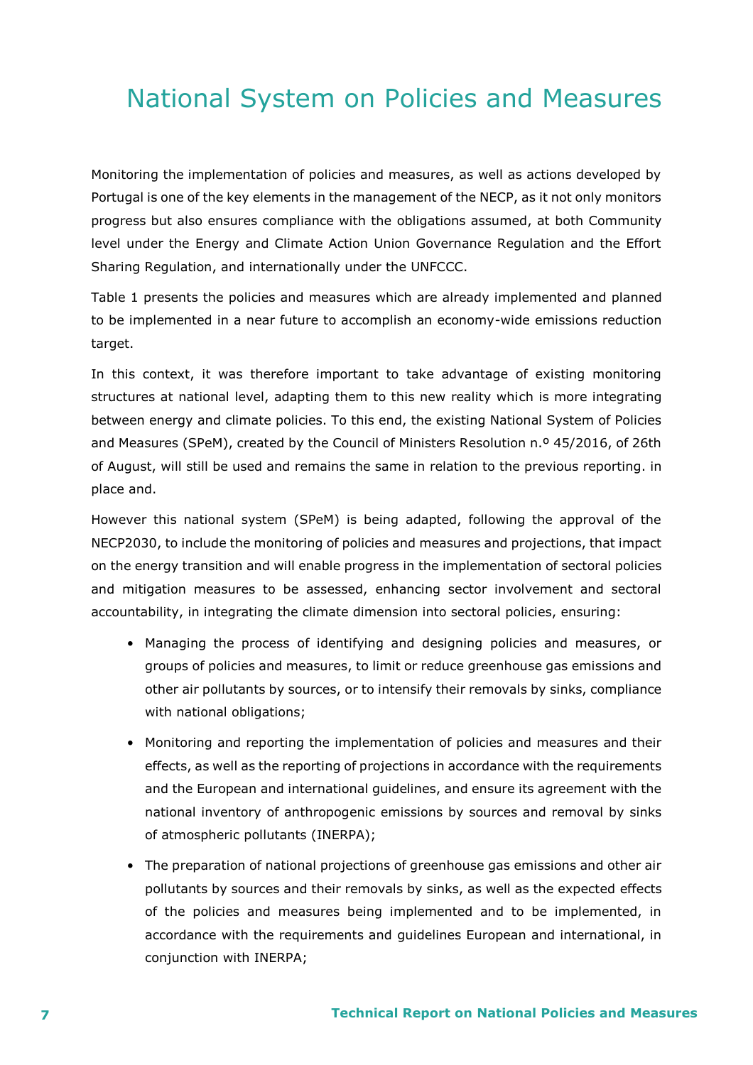# National System on Policies and Measures

Monitoring the implementation of policies and measures, as well as actions developed by Portugal is one of the key elements in the management of the NECP, as it not only monitors progress but also ensures compliance with the obligations assumed, at both Community level under the Energy and Climate Action Union Governance Regulation and the Effort Sharing Regulation, and internationally under the UNFCCC.

Table 1 presents the policies and measures which are already implemented and planned to be implemented in a near future to accomplish an economy-wide emissions reduction target.

In this context, it was therefore important to take advantage of existing monitoring structures at national level, adapting them to this new reality which is more integrating between energy and climate policies. To this end, the existing National System of Policies and Measures (SPeM), created by the Council of Ministers Resolution n.º 45/2016, of 26th of August, will still be used and remains the same in relation to the previous reporting. in place and.

However this national system (SPeM) is being adapted, following the approval of the NECP2030, to include the monitoring of policies and measures and projections, that impact on the energy transition and will enable progress in the implementation of sectoral policies and mitigation measures to be assessed, enhancing sector involvement and sectoral accountability, in integrating the climate dimension into sectoral policies, ensuring:

- Managing the process of identifying and designing policies and measures, or groups of policies and measures, to limit or reduce greenhouse gas emissions and other air pollutants by sources, or to intensify their removals by sinks, compliance with national obligations;
- Monitoring and reporting the implementation of policies and measures and their effects, as well as the reporting of projections in accordance with the requirements and the European and international guidelines, and ensure its agreement with the national inventory of anthropogenic emissions by sources and removal by sinks of atmospheric pollutants (INERPA);
- The preparation of national projections of greenhouse gas emissions and other air pollutants by sources and their removals by sinks, as well as the expected effects of the policies and measures being implemented and to be implemented, in accordance with the requirements and guidelines European and international, in conjunction with INERPA;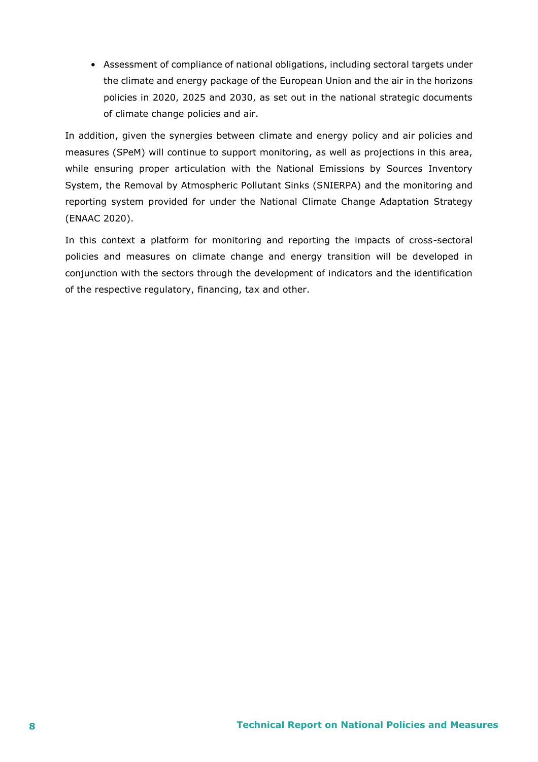- Assessment of compliance of national obligations, including sectoral targets under the climate and energy package of the European Union and the air in the horizons policies in 2020, 2025 and 2030, as set out in the national strategic documents of climate change policies and air.

In addition, given the synergies between climate and energy policy and air policies and measures (SPeM) will continue to support monitoring, as well as projections in this area, while ensuring proper articulation with the National Emissions by Sources Inventory System, the Removal by Atmospheric Pollutant Sinks (SNIERPA) and the monitoring and reporting system provided for under the National Climate Change Adaptation Strategy (ENAAC 2020).

In this context a platform for monitoring and reporting the impacts of cross-sectoral policies and measures on climate change and energy transition will be developed in conjunction with the sectors through the development of indicators and the identification of the respective regulatory, financing, tax and other.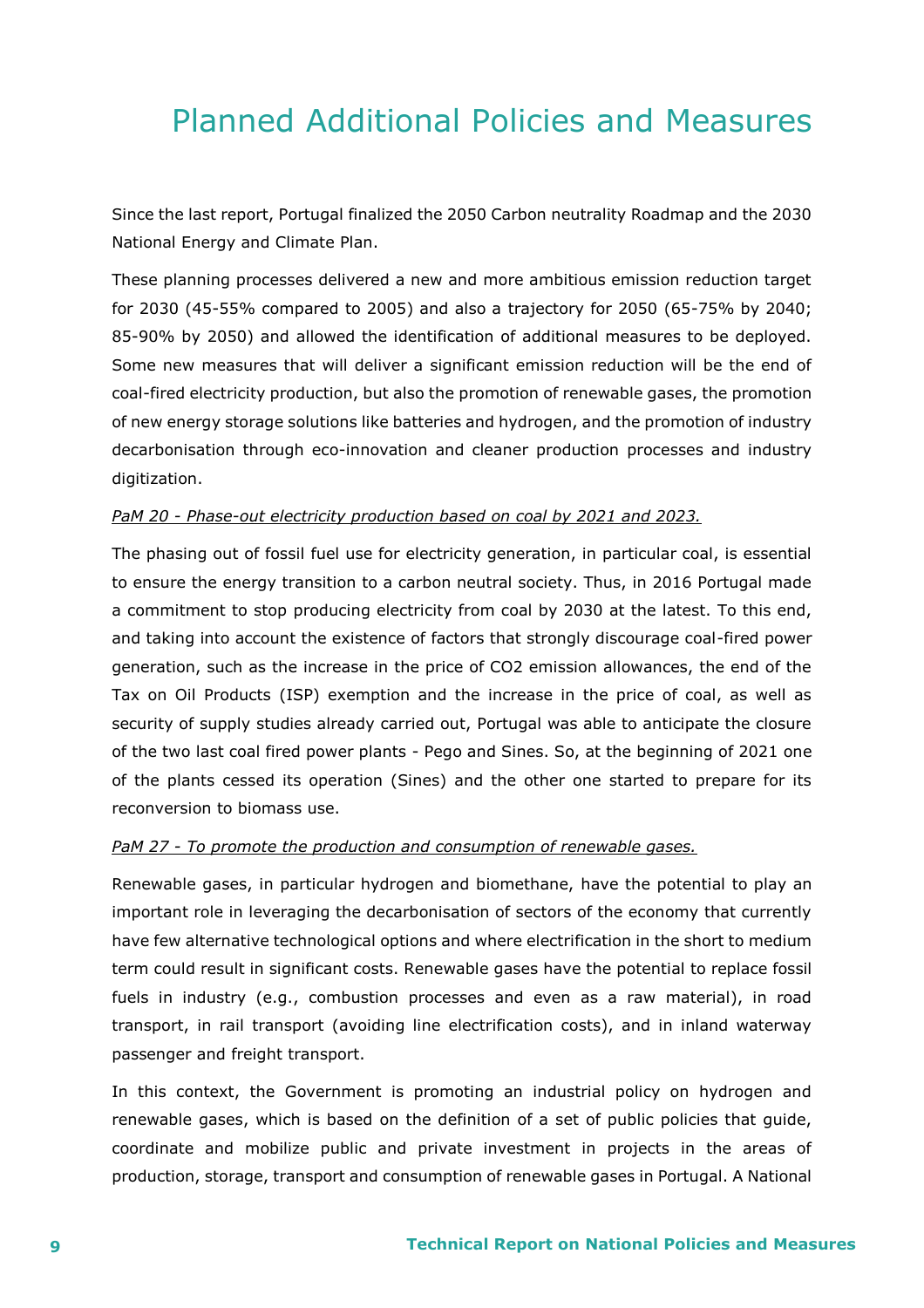# Planned Additional Policies and Measures

Since the last report, Portugal finalized the 2050 Carbon neutrality Roadmap and the 2030 National Energy and Climate Plan.

These planning processes delivered a new and more ambitious emission reduction target for 2030 (45-55% compared to 2005) and also a trajectory for 2050 (65-75% by 2040; 85-90% by 2050) and allowed the identification of additional measures to be deployed. Some new measures that will deliver a significant emission reduction will be the end of coal-fired electricity production, but also the promotion of renewable gases, the promotion of new energy storage solutions like batteries and hydrogen, and the promotion of industry decarbonisation through eco-innovation and cleaner production processes and industry digitization.

*PaM 20 - Phase-out electricity production based on coal by 2021 and 2023.*

The phasing out of fossil fuel use for electricity generation, in particular coal, is essential to ensure the energy transition to a carbon neutral society. Thus, in 2016 Portugal made a commitment to stop producing electricity from coal by 2030 at the latest. To this end, and taking into account the existence of factors that strongly discourage coal-fired power generation, such as the increase in the price of $CO_2$ emission allowances, the end of the Tax on Oil Products (ISP) exemption and the increase in the price of coal, as well as security of supply studies already carried out, Portugal was able to anticipate the closure of the two last coal fired power plants - Pego and Sines. So, at the beginning of 2021 one of the plants cessed its operation (Sines) and the other one started to prepare for its reconversion to biomass use.

*PaM 27 - To promote the production and consumption of renewable gases.*

Renewable gases, in particular hydrogen and biomethane, have the potential to play an important role in leveraging the decarbonisation of sectors of the economy that currently have few alternative technological options and where electrification in the short to medium term could result in significant costs. Renewable gases have the potential to replace fossil fuels in industry (e.g., combustion processes and even as a raw material), in road transport, in rail transport (avoiding line electrification costs), and in inland waterway passenger and freight transport.

In this context, the Government is promoting an industrial policy on hydrogen and renewable gases, which is based on the definition of a set of public policies that guide, coordinate and mobilize public and private investment in projects in the areas of production, storage, transport and consumption of renewable gases in Portugal. A National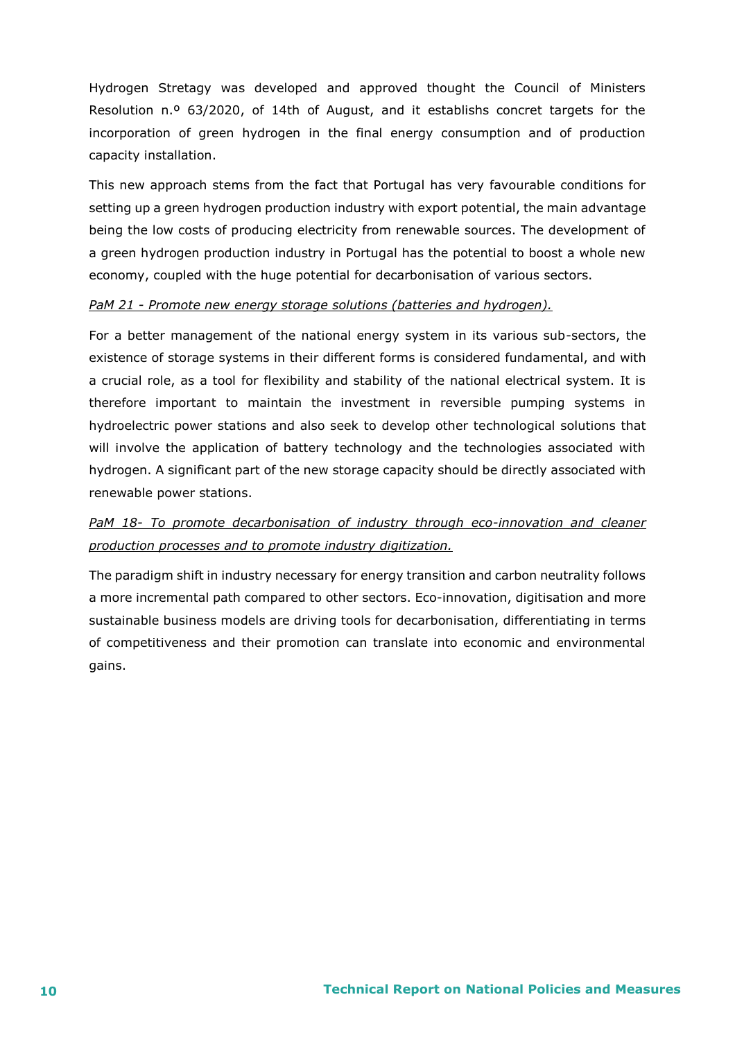Hydrogen Stretagy was developed and approved thought the Council of Ministers Resolution n.º 63/2020, of 14th of August, and it establishs concrete targets for the incorporation of green hydrogen in the final energy consumption and of production capacity installation.

This new approach stems from the fact that Portugal has very favourable conditions for setting up a green hydrogen production industry with export potential, the main advantage being the low costs of producing electricity from renewable sources. The development of a green hydrogen production industry in Portugal has the potential to boost a whole new economy, coupled with the huge potential for decarbonisation of various sectors.

*PaM 21 - Promote new energy storage solutions (batteries and hydrogen).*

For a better management of the national energy system in its various sub-sectors, the existence of storage systems in their different forms is considered fundamental, and with a crucial role, as a tool for flexibility and stability of the national electrical system. It is therefore important to maintain the investment in reversible pumping systems in hydroelectric power stations and also seek to develop other technological solutions that will involve the application of battery technology and the technologies associated with hydrogen. A significant part of the new storage capacity should be directly associated with renewable power stations.

*PaM 18- To promote decarbonisation of industry through eco-innovation and cleaner production processes and to promote industry digitization.*

The paradigm shift in industry necessary for energy transition and carbon neutrality follows a more incremental path compared to other sectors. Eco-innovation, digitisation and more sustainable business models are driving tools for decarbonisation, differentiating in terms of competitiveness and their promotion can translate into economic and environmental gains.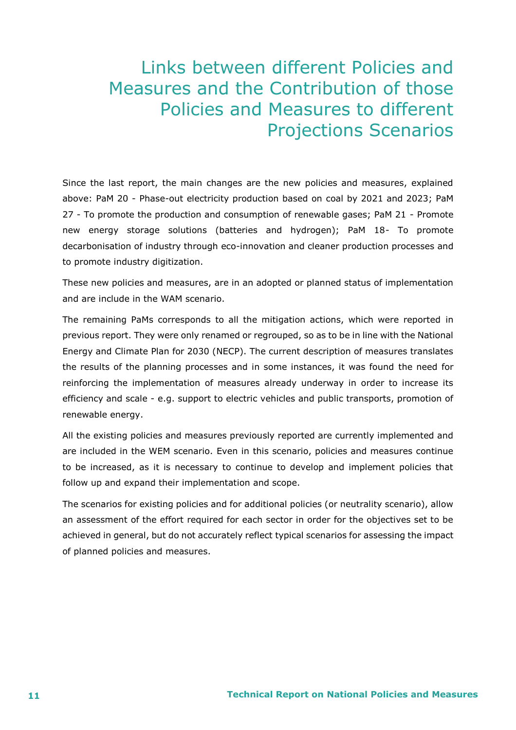# Links between different Policies and Measures and the Contribution of those Policies and Measures to different Projections Scenarios

Since the last report, the main changes are the new policies and measures, explained above: PaM 20 - Phase-out electricity production based on coal by 2021 and 2023; PaM 27 - To promote the production and consumption of renewable gases; PaM 21 - Promote new energy storage solutions (batteries and hydrogen); PaM 18- To promote decarbonisation of industry through eco-innovation and cleaner production processes and to promote industry digitization.

These new policies and measures, are in an adopted or planned status of implementation and are include in the WAM scenario.

The remaining PaMs corresponds to all the mitigation actions, which were reported in previous report. They were only renamed or regrouped, so as to be in line with the National Energy and Climate Plan for 2030 (NECP). The current description of measures translates the results of the planning processes and in some instances, it was found the need for reinforcing the implementation of measures already underway in order to increase its efficiency and scale - e.g. support to electric vehicles and public transports, promotion of renewable energy.

All the existing policies and measures previously reported are currently implemented and are included in the WEM scenario. Even in this scenario, policies and measures continue to be increased, as it is necessary to continue to develop and implement policies that follow up and expand their implementation and scope.

The scenarios for existing policies and for additional policies (or neutrality scenario), allow an assessment of the effort required for each sector in order for the objectives set to be achieved in general, but do not accurately reflect typical scenarios for assessing the impact of planned policies and measures.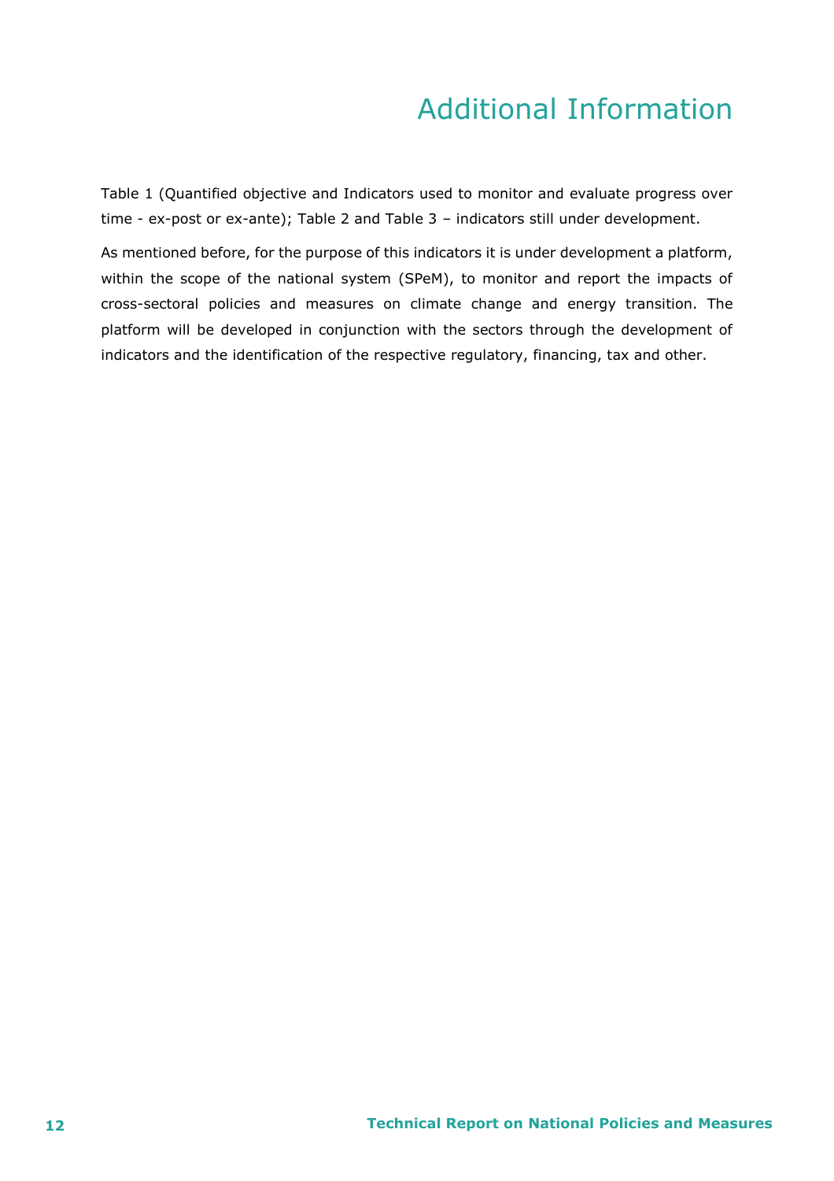# Additional Information

Table 1 (Quantified objective and Indicators used to monitor and evaluate progress over time - ex-post or ex-ante); Table 2 and Table 3 – indicators still under development.

As mentioned before, for the purpose of this indicators it is under development a platform, within the scope of the national system (SPeM), to monitor and report the impacts of cross-sectoral policies and measures on climate change and energy transition. The platform will be developed in conjunction with the sectors through the development of indicators and the identification of the respective regulatory, financing, tax and other.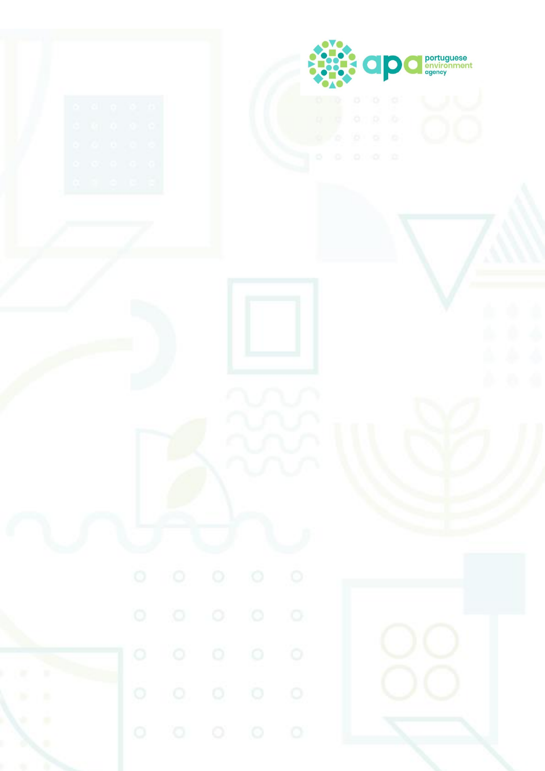apa portuguese environment agency